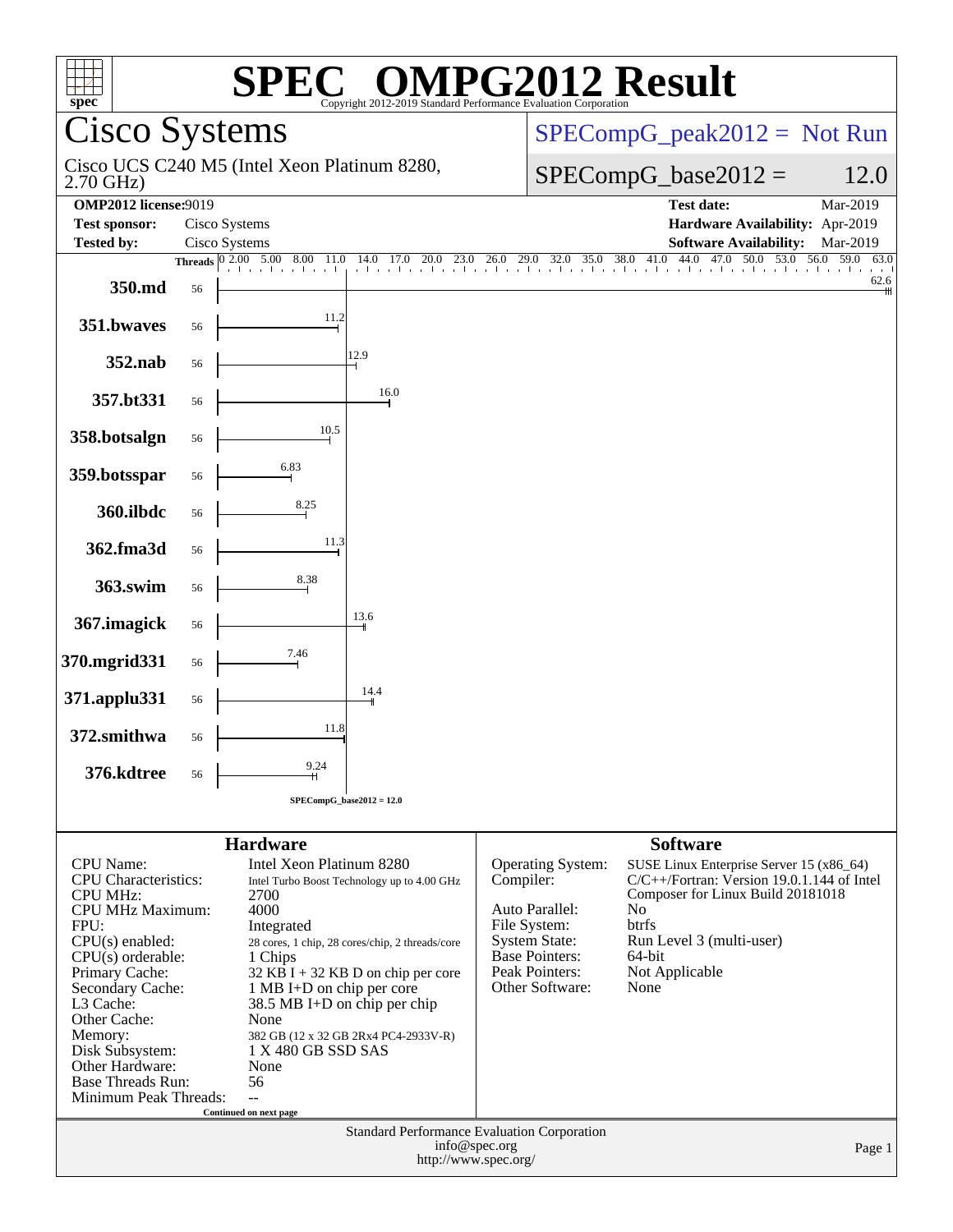# SPEC® OMPG2012 Result

Copyright 2012-2019 Standard Performance Evaluation Corporation

## Cisco Systems

Cisco UCS C240 M5 (Intel Xeon Platinum 8280, 2.70 GHz)

SPECompG_peak2012 = Not Run

SPECompG_base2012 = 12.0

**OMP2012 license:** 9019 | **Test date:** Mar-2019
**Test sponsor:** Cisco Systems | **Hardware Availability:** Apr-2019
**Tested by:** Cisco Systems | **Software Availability:** Mar-2019

| Benchmark | Threads | Base Ratio |
|---|---|---|
| 350.md | 56 | 62.6 |
| 351.bwaves | 56 | 11.2 |
| 352.nab | 56 | 12.9 |
| 357.bt331 | 56 | 16.0 |
| 358.botsalgn | 56 | 10.5 |
| 359.botsspar | 56 | 6.83 |
| 360.ilbdc | 56 | 8.25 |
| 362.fma3d | 56 | 11.3 |
| 363.swim | 56 | 8.38 |
| 367.imagick | 56 | 13.6 |
| 370.mgrid331 | 56 | 7.46 |
| 371.applu331 | 56 | 14.4 |
| 372.smithwa | 56 | 11.8 |
| 376.kdtree | 56 | 9.24 |

SPECompG_base2012 = 12.0

### Hardware

| | |
|---|---|
| CPU Name: | Intel Xeon Platinum 8280 |
| CPU Characteristics: | Intel Turbo Boost Technology up to 4.00 GHz |
| CPU MHz: | 2700 |
| CPU MHz Maximum: | 4000 |
| FPU: | Integrated |
| CPU(s) enabled: | 28 cores, 1 chip, 28 cores/chip, 2 threads/core |
| CPU(s) orderable: | 1 Chips |
| Primary Cache: | 32 KB I + 32 KB D on chip per core |
| Secondary Cache: | 1 MB I+D on chip per core |
| L3 Cache: | 38.5 MB I+D on chip per chip |
| Other Cache: | None |
| Memory: | 382 GB (12 x 32 GB 2Rx4 PC4-2933V-R) |
| Disk Subsystem: | 1 X 480 GB SSD SAS |
| Other Hardware: | None |
| Base Threads Run: | 56 |
| Minimum Peak Threads: | -- |

Continued on next page

### Software

| | |
|---|---|
| Operating System: | SUSE Linux Enterprise Server 15 (x86_64) |
| Compiler: | C/C++/Fortran: Version 19.0.1.144 of Intel Composer for Linux Build 20181018 |
| Auto Parallel: | No |
| File System: | btrfs |
| System State: | Run Level 3 (multi-user) |
| Base Pointers: | 64-bit |
| Peak Pointers: | Not Applicable |
| Other Software: | None |

Standard Performance Evaluation Corporation
info@spec.org
http://www.spec.org/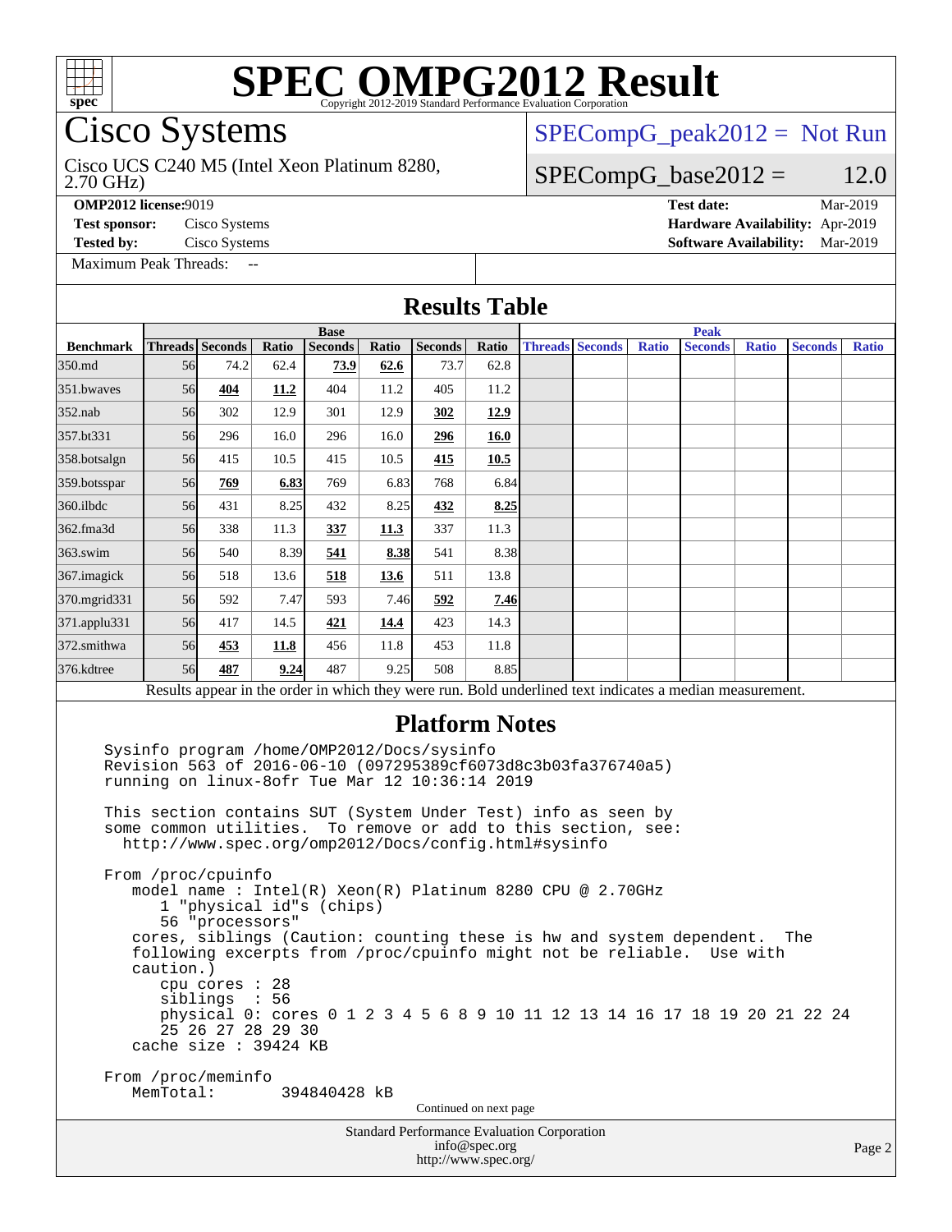# SPEC OMPG2012 Result

Copyright 2012-2019 Standard Performance Evaluation Corporation

## Cisco Systems

Cisco UCS C240 M5 (Intel Xeon Platinum 8280, 2.70 GHz)

SPECompG_peak2012 = Not Run

SPECompG_base2012 = 12.0

**OMP2012 license:** 9019
**Test sponsor:** Cisco Systems
**Tested by:** Cisco Systems
**Test date:** Mar-2019
**Hardware Availability:** Apr-2019
**Software Availability:** Mar-2019

Maximum Peak Threads: --

## Results Table

| | Base | | | | | | | Peak | | | | | | |
|---|---|---|---|---|---|---|---|---|---|---|---|---|---|---|
| **Benchmark** | **Threads** | **Seconds** | **Ratio** | **Seconds** | **Ratio** | **Seconds** | **Ratio** | **Threads** | **Seconds** | **Ratio** | **Seconds** | **Ratio** | **Seconds** | **Ratio** |
| 350.md | 56 | 74.2 | 62.4 | **73.9** | **62.6** | 73.7 | 62.8 | | | | | | | |
| 351.bwaves | 56 | **404** | **11.2** | 404 | 11.2 | 405 | 11.2 | | | | | | | |
| 352.nab | 56 | 302 | 12.9 | 301 | 12.9 | **302** | **12.9** | | | | | | | |
| 357.bt331 | 56 | 296 | 16.0 | 296 | 16.0 | **296** | **16.0** | | | | | | | |
| 358.botsalgn | 56 | 415 | 10.5 | 415 | 10.5 | **415** | **10.5** | | | | | | | |
| 359.botsspar | 56 | **769** | **6.83** | 769 | 6.83 | 768 | 6.84 | | | | | | | |
| 360.ilbdc | 56 | 431 | 8.25 | 432 | 8.25 | **432** | **8.25** | | | | | | | |
| 362.fma3d | 56 | 338 | 11.3 | **337** | **11.3** | 337 | 11.3 | | | | | | | |
| 363.swim | 56 | 540 | 8.39 | **541** | **8.38** | 541 | 8.38 | | | | | | | |
| 367.imagick | 56 | 518 | 13.6 | **518** | **13.6** | 511 | 13.8 | | | | | | | |
| 370.mgrid331 | 56 | 592 | 7.47 | 593 | 7.46 | **592** | **7.46** | | | | | | | |
| 371.applu331 | 56 | 417 | 14.5 | **421** | **14.4** | 423 | 14.3 | | | | | | | |
| 372.smithwa | 56 | **453** | **11.8** | 456 | 11.8 | 453 | 11.8 | | | | | | | |
| 376.kdtree | 56 | **487** | **9.24** | 487 | 9.25 | 508 | 8.85 | | | | | | | |

Results appear in the order in which they were run. Bold underlined text indicates a median measurement.

## Platform Notes

```
Sysinfo program /home/OMP2012/Docs/sysinfo
Revision 563 of 2016-06-10 (097295389cf6073d8c3b03fa376740a5)
running on linux-8ofr Tue Mar 12 10:36:14 2019

This section contains SUT (System Under Test) info as seen by
some common utilities.  To remove or add to this section, see:
  http://www.spec.org/omp2012/Docs/config.html#sysinfo

From /proc/cpuinfo
   model name : Intel(R) Xeon(R) Platinum 8280 CPU @ 2.70GHz
      1 "physical id"s (chips)
      56 "processors"
   cores, siblings (Caution: counting these is hw and system dependent.  The
   following excerpts from /proc/cpuinfo might not be reliable.  Use with
   caution.)
      cpu cores : 28
      siblings  : 56
      physical 0: cores 0 1 2 3 4 5 6 8 9 10 11 12 13 14 16 17 18 19 20 21 22 24
      25 26 27 28 29 30
   cache size : 39424 KB

From /proc/meminfo
   MemTotal:       394840428 kB
```

Continued on next page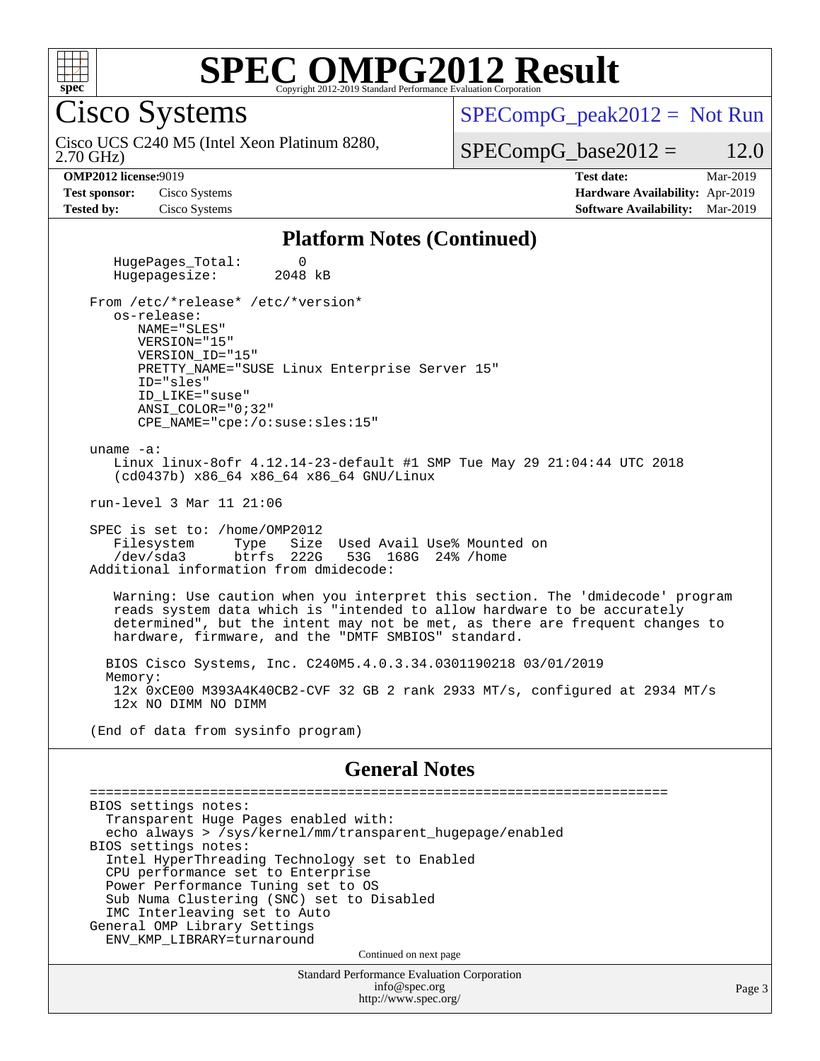# SPEC OMPG2012 Result

Copyright 2012-2019 Standard Performance Evaluation Corporation

## Cisco Systems

Cisco UCS C240 M5 (Intel Xeon Platinum 8280, 2.70 GHz)

SPECompG_peak2012 = Not Run

SPECompG_base2012 = 12.0

| | | | |
|---|---|---|---|
| **OMP2012 license:** | 9019 | **Test date:** | Mar-2019 |
| **Test sponsor:** | Cisco Systems | **Hardware Availability:** | Apr-2019 |
| **Tested by:** | Cisco Systems | **Software Availability:** | Mar-2019 |

### Platform Notes (Continued)

```
    HugePages_Total:       0
    Hugepagesize:       2048 kB

From /etc/*release* /etc/*version*
   os-release:
      NAME="SLES"
      VERSION="15"
      VERSION_ID="15"
      PRETTY_NAME="SUSE Linux Enterprise Server 15"
      ID="sles"
      ID_LIKE="suse"
      ANSI_COLOR="0;32"
      CPE_NAME="cpe:/o:suse:sles:15"

uname -a:
   Linux linux-8ofr 4.12.14-23-default #1 SMP Tue May 29 21:04:44 UTC 2018
   (cd0437b) x86_64 x86_64 x86_64 GNU/Linux

run-level 3 Mar 11 21:06

SPEC is set to: /home/OMP2012
   Filesystem     Type   Size  Used Avail Use% Mounted on
   /dev/sda3      btrfs  222G   53G  168G  24% /home
Additional information from dmidecode:

   Warning: Use caution when you interpret this section. The 'dmidecode' program
   reads system data which is "intended to allow hardware to be accurately
   determined", but the intent may not be met, as there are frequent changes to
   hardware, firmware, and the "DMTF SMBIOS" standard.

  BIOS Cisco Systems, Inc. C240M5.4.0.3.34.0301190218 03/01/2019
  Memory:
   12x 0xCE00 M393A4K40CB2-CVF 32 GB 2 rank 2933 MT/s, configured at 2934 MT/s
   12x NO DIMM NO DIMM

(End of data from sysinfo program)
```

### General Notes

```
========================================================================
BIOS settings notes:
  Transparent Huge Pages enabled with:
  echo always > /sys/kernel/mm/transparent_hugepage/enabled
BIOS settings notes:
  Intel HyperThreading Technology set to Enabled
  CPU performance set to Enterprise
  Power Performance Tuning set to OS
  Sub Numa Clustering (SNC) set to Disabled
  IMC Interleaving set to Auto
General OMP Library Settings
  ENV_KMP_LIBRARY=turnaround
```

Continued on next page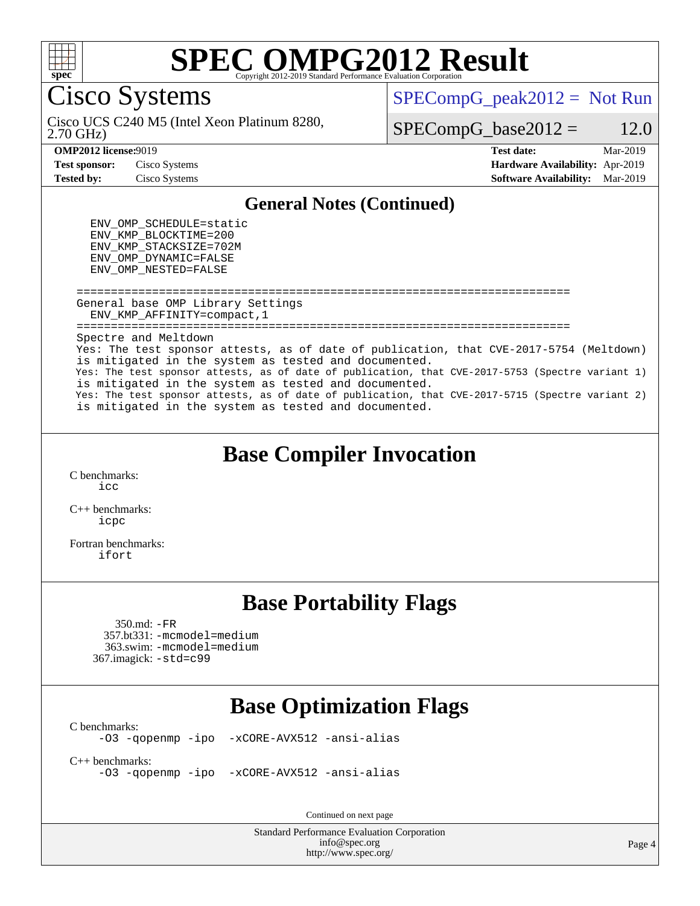## General Notes (Continued)

```
  ENV_OMP_SCHEDULE=static
  ENV_KMP_BLOCKTIME=200
  ENV_KMP_STACKSIZE=702M
  ENV_OMP_DYNAMIC=FALSE
  ENV_OMP_NESTED=FALSE

========================================================================
General base OMP Library Settings
  ENV_KMP_AFFINITY=compact,1
========================================================================
Spectre and Meltdown
Yes: The test sponsor attests, as of date of publication, that CVE-2017-5754 (Meltdown)
is mitigated in the system as tested and documented.
Yes: The test sponsor attests, as of date of publication, that CVE-2017-5753 (Spectre variant 1)
is mitigated in the system as tested and documented.
Yes: The test sponsor attests, as of date of publication, that CVE-2017-5715 (Spectre variant 2)
is mitigated in the system as tested and documented.
```

## Base Compiler Invocation

C benchmarks:
`icc`

C++ benchmarks:
`icpc`

Fortran benchmarks:
`ifort`

## Base Portability Flags

350.md: `-FR`
357.bt331: `-mcmodel=medium`
363.swim: `-mcmodel=medium`
367.imagick: `-std=c99`

## Base Optimization Flags

C benchmarks:
`-O3 -qopenmp -ipo -xCORE-AVX512 -ansi-alias`

C++ benchmarks:
`-O3 -qopenmp -ipo -xCORE-AVX512 -ansi-alias`

Continued on next page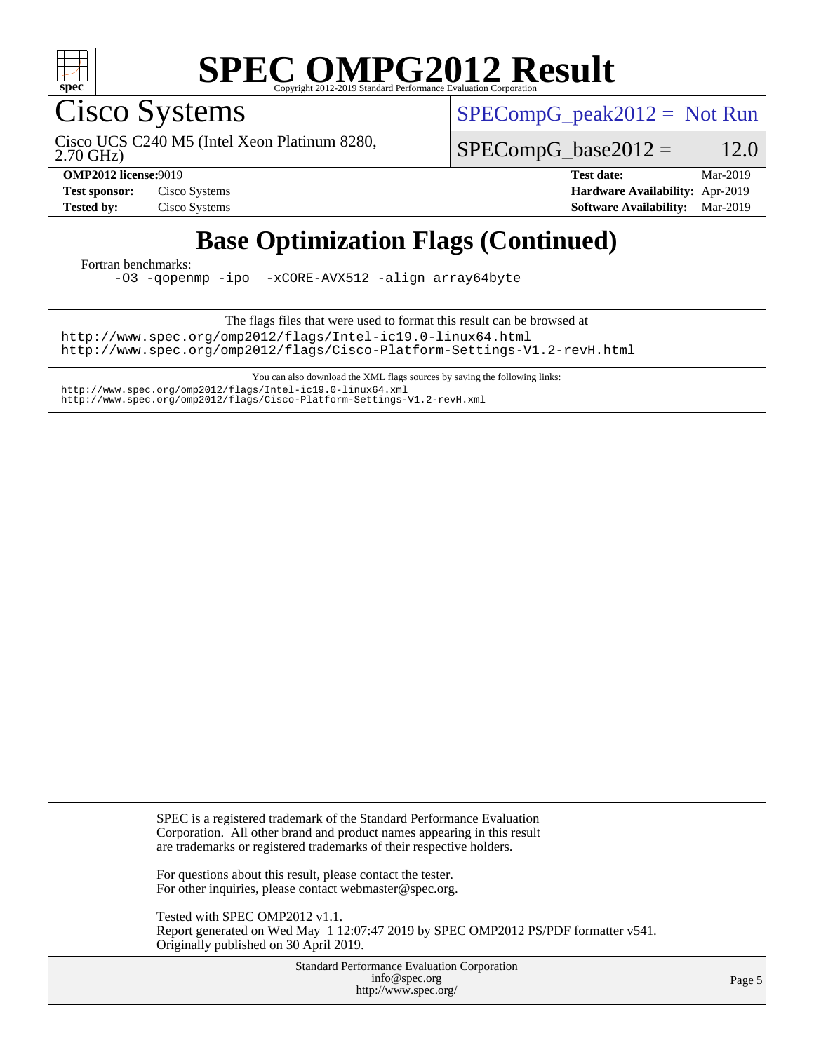# SPEC OMPG2012 Result

Copyright 2012-2019 Standard Performance Evaluation Corporation

Cisco Systems

Cisco UCS C240 M5 (Intel Xeon Platinum 8280, 2.70 GHz)

SPECompG_peak2012 = Not Run

SPECompG_base2012 = 12.0

**OMP2012 license:** 9019
**Test sponsor:** Cisco Systems
**Tested by:** Cisco Systems

**Test date:** Mar-2019
**Hardware Availability:** Apr-2019
**Software Availability:** Mar-2019

## Base Optimization Flags (Continued)

Fortran benchmarks:

```
-O3 -qopenmp -ipo  -xCORE-AVX512 -align array64byte
```

The flags files that were used to format this result can be browsed at

http://www.spec.org/omp2012/flags/Intel-ic19.0-linux64.html
http://www.spec.org/omp2012/flags/Cisco-Platform-Settings-V1.2-revH.html

You can also download the XML flags sources by saving the following links:

http://www.spec.org/omp2012/flags/Intel-ic19.0-linux64.xml
http://www.spec.org/omp2012/flags/Cisco-Platform-Settings-V1.2-revH.xml

SPEC is a registered trademark of the Standard Performance Evaluation Corporation. All other brand and product names appearing in this result are trademarks or registered trademarks of their respective holders.

For questions about this result, please contact the tester.
For other inquiries, please contact webmaster@spec.org.

Tested with SPEC OMP2012 v1.1.
Report generated on Wed May 1 12:07:47 2019 by SPEC OMP2012 PS/PDF formatter v541.
Originally published on 30 April 2019.

Standard Performance Evaluation Corporation
info@spec.org
http://www.spec.org/